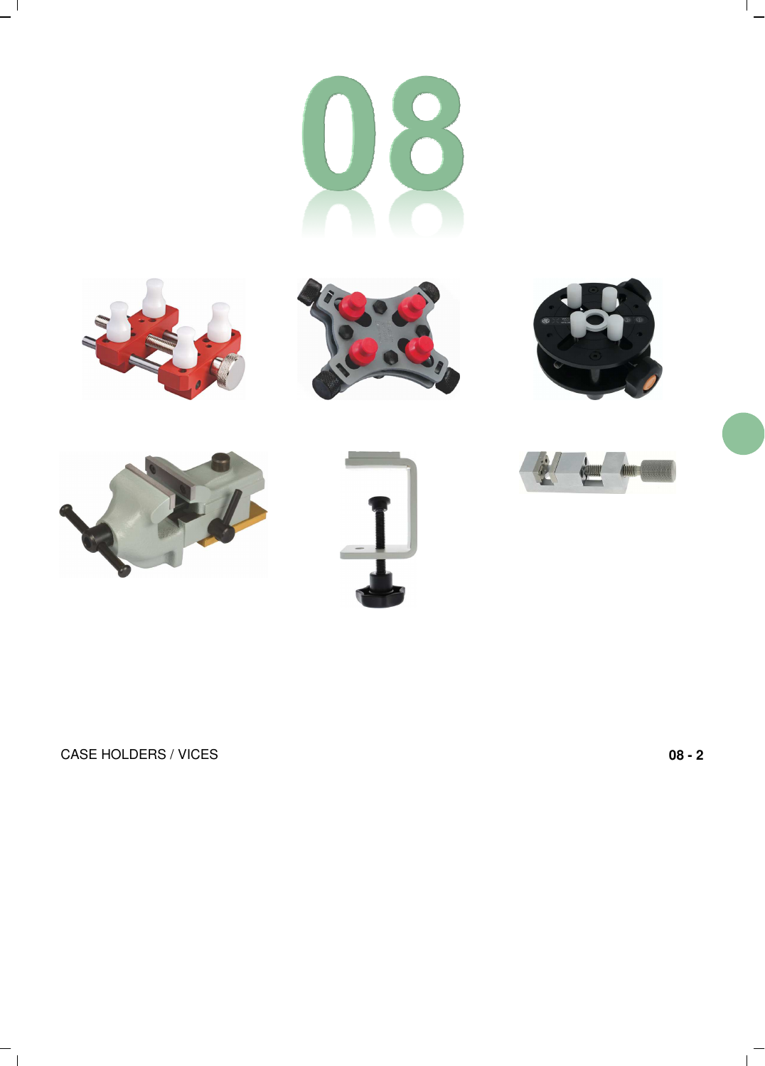# 08

CASE HOLDERS / VICES

08 - 2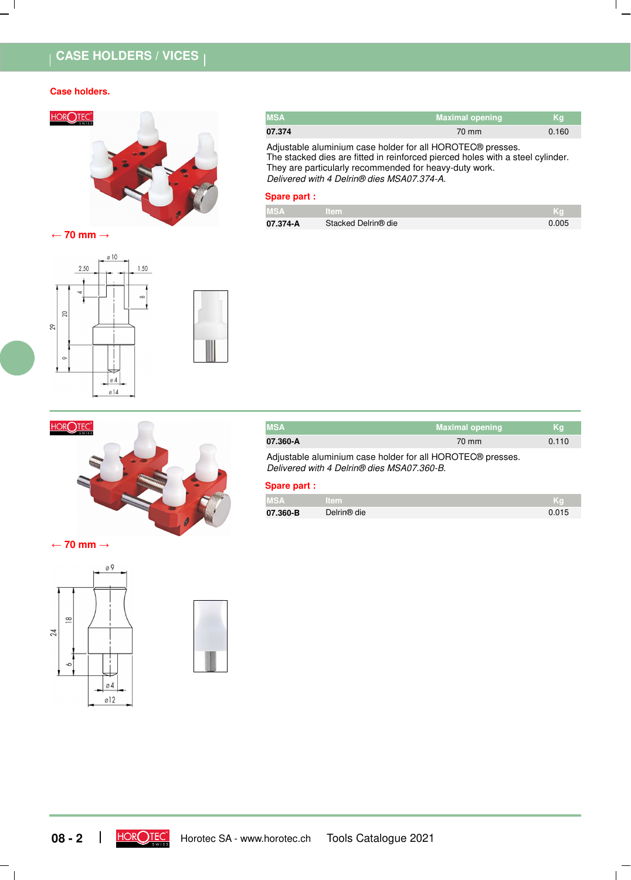# CASE HOLDERS / VICES

## Case holders.

← 70 mm →

| MSA | Maximal opening | Kg |
|---|---|---|
| 07.374 | 70 mm | 0.160 |

Adjustable aluminium case holder for all HOROTEC® presses.
The stacked dies are fitted in reinforced pierced holes with a steel cylinder.
They are particularly recommended for heavy-duty work.
*Delivered with 4 Delrin® dies MSA07.374-A.*

**Spare part :**

| MSA | Item | Kg |
|---|---|---|
| 07.374-A | Stacked Delrin® die | 0.005 |

---

← 70 mm →

| MSA | Maximal opening | Kg |
|---|---|---|
| 07.360-A | 70 mm | 0.110 |

Adjustable aluminium case holder for all HOROTEC® presses.
*Delivered with 4 Delrin® dies MSA07.360-B.*

**Spare part :**

| MSA | Item | Kg |
|---|---|---|
| 07.360-B | Delrin® die | 0.015 |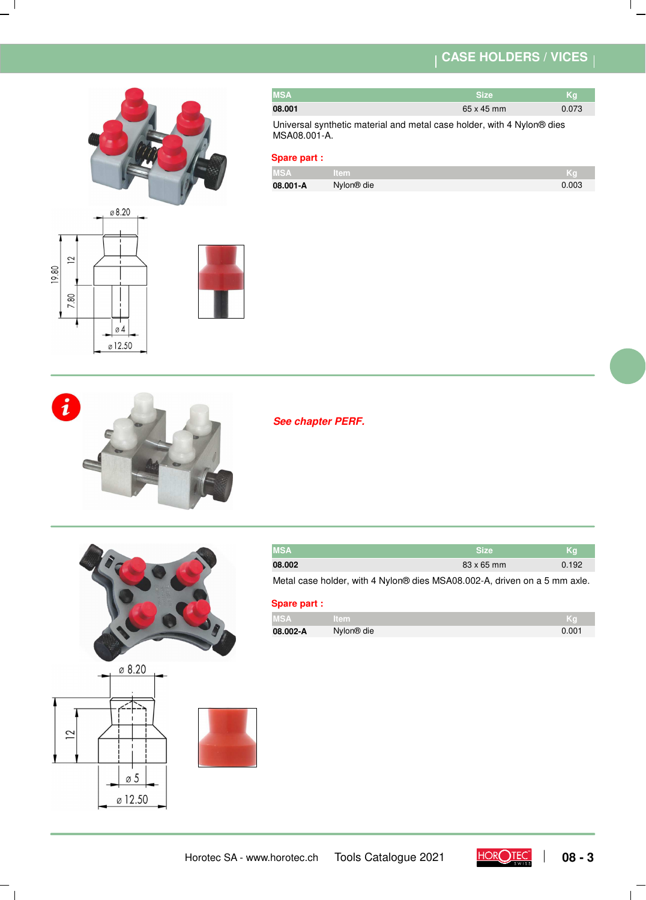## CASE HOLDERS / VICES

| MSA | Size | Kg |
|---|---|---|
| 08.001 | 65 x 45 mm | 0.073 |

Universal synthetic material and metal case holder, with 4 Nylon® dies MSA08.001-A.

**Spare part :**

| MSA | Item | Kg |
|---|---|---|
| 08.001-A | Nylon® die | 0.003 |

*See chapter PERF.*

| MSA | Size | Kg |
|---|---|---|
| 08.002 | 83 x 65 mm | 0.192 |

Metal case holder, with 4 Nylon® dies MSA08.002-A, driven on a 5 mm axle.

**Spare part :**

| MSA | Item | Kg |
|---|---|---|
| 08.002-A | Nylon® die | 0.001 |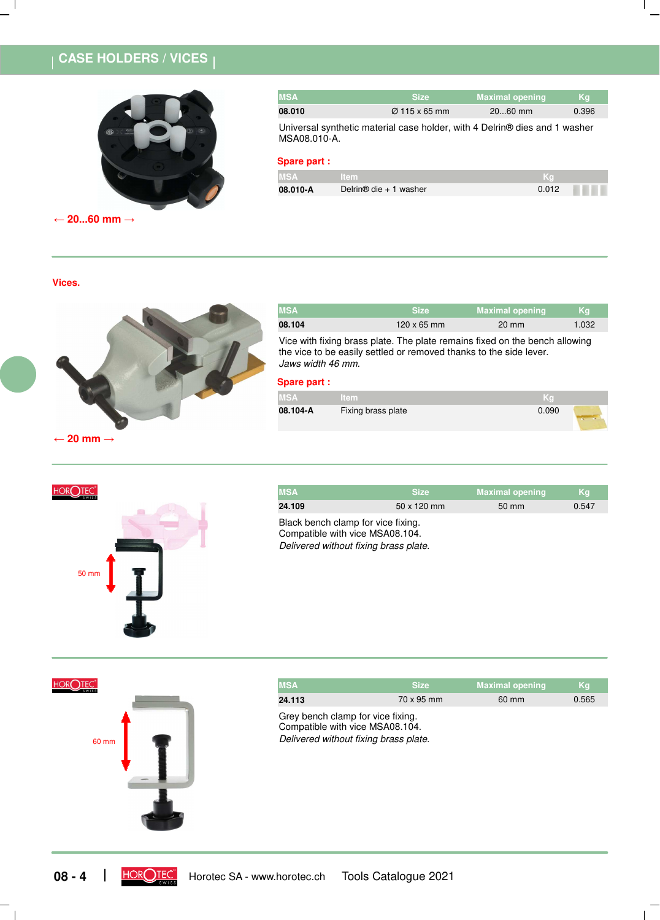# CASE HOLDERS / VICES

← 20...60 mm →

| MSA | Size | Maximal opening | Kg |
|---|---|---|---|
| 08.010 | Ø 115 x 65 mm | 20...60 mm | 0.396 |

Universal synthetic material case holder, with 4 Delrin® dies and 1 washer MSA08.010-A.

**Spare part :**

| MSA | Item | Kg |
|---|---|---|
| 08.010-A | Delrin® die + 1 washer | 0.012 |

## Vices.

← 20 mm →

| MSA | Size | Maximal opening | Kg |
|---|---|---|---|
| 08.104 | 120 x 65 mm | 20 mm | 1.032 |

Vice with fixing brass plate. The plate remains fixed on the bench allowing the vice to be easily settled or removed thanks to the side lever.
*Jaws width 46 mm.*

**Spare part :**

| MSA | Item | Kg |
|---|---|---|
| 08.104-A | Fixing brass plate | 0.090 |

50 mm

| MSA | Size | Maximal opening | Kg |
|---|---|---|---|
| 24.109 | 50 x 120 mm | 50 mm | 0.547 |

Black bench clamp for vice fixing.
Compatible with vice MSA08.104.
*Delivered without fixing brass plate.*

60 mm

| MSA | Size | Maximal opening | Kg |
|---|---|---|---|
| 24.113 | 70 x 95 mm | 60 mm | 0.565 |

Grey bench clamp for vice fixing.
Compatible with vice MSA08.104.
*Delivered without fixing brass plate.*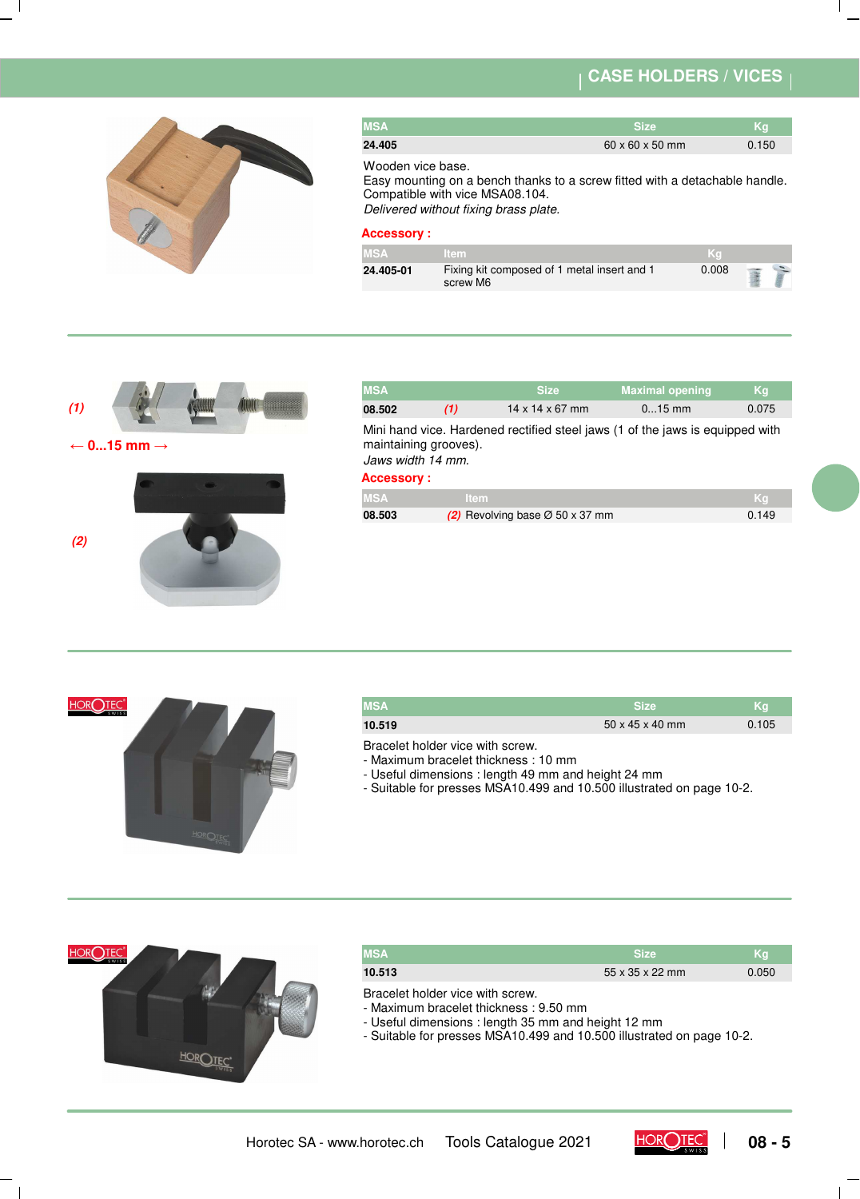# CASE HOLDERS / VICES

| MSA | Size | Kg |
|---|---|---|
| 24.405 | 60 x 60 x 50 mm | 0.150 |

Wooden vice base.
Easy mounting on a bench thanks to a screw fitted with a detachable handle.
Compatible with vice MSA08.104.
*Delivered without fixing brass plate.*

**Accessory :**

| MSA | Item | Kg |
|---|---|---|
| 24.405-01 | Fixing kit composed of 1 metal insert and 1 screw M6 | 0.008 |

---

*(1)*

← 0...15 mm →

*(2)*

| MSA | | Size | Maximal opening | Kg |
|---|---|---|---|---|
| 08.502 | *(1)* | 14 x 14 x 67 mm | 0...15 mm | 0.075 |

Mini hand vice. Hardened rectified steel jaws (1 of the jaws is equipped with maintaining grooves).
*Jaws width 14 mm.*

**Accessory :**

| MSA | Item | Kg |
|---|---|---|
| 08.503 | *(2)* Revolving base Ø 50 x 37 mm | 0.149 |

---

| MSA | Size | Kg |
|---|---|---|
| 10.519 | 50 x 45 x 40 mm | 0.105 |

Bracelet holder vice with screw.
- Maximum bracelet thickness : 10 mm
- Useful dimensions : length 49 mm and height 24 mm
- Suitable for presses MSA10.499 and 10.500 illustrated on page 10-2.

---

| MSA | Size | Kg |
|---|---|---|
| 10.513 | 55 x 35 x 22 mm | 0.050 |

Bracelet holder vice with screw.
- Maximum bracelet thickness : 9.50 mm
- Useful dimensions : length 35 mm and height 12 mm
- Suitable for presses MSA10.499 and 10.500 illustrated on page 10-2.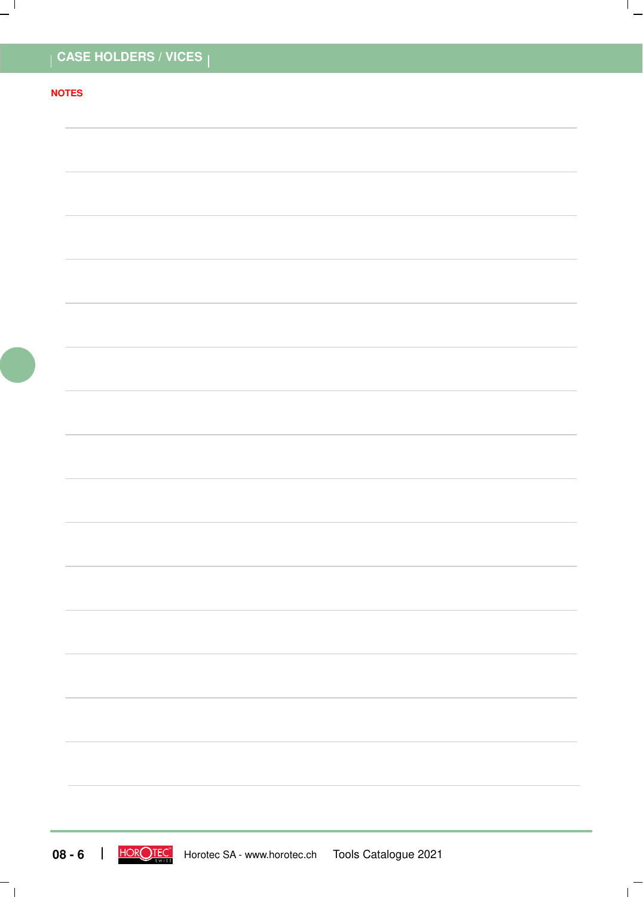NOTES